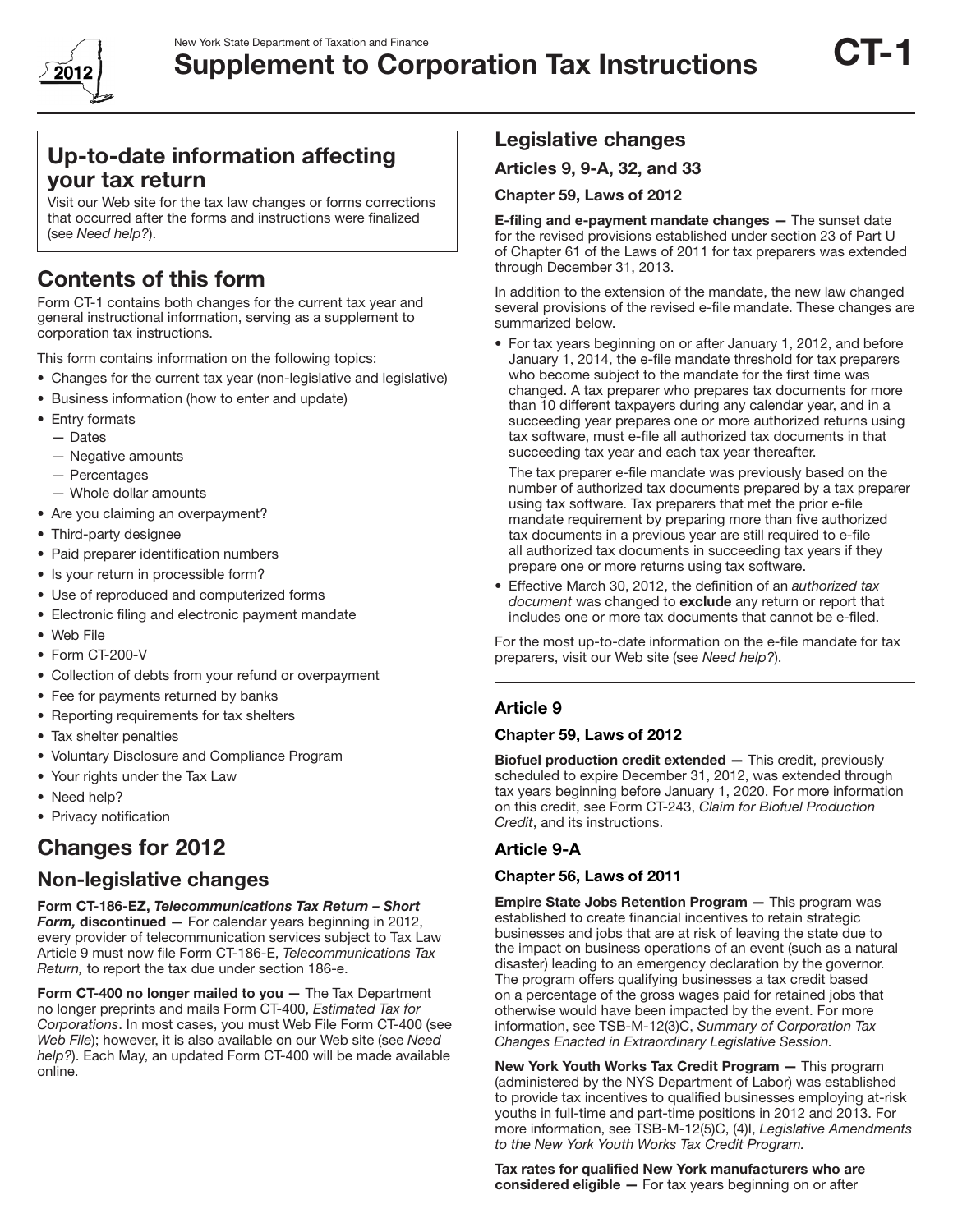New York State Department of Taxation and Finance

# Supplement to Corporation Tax Instructions

**CT-1**

2012

## Up-to-date information affecting your tax return

Visit our Web site for the tax law changes or forms corrections that occurred after the forms and instructions were finalized (see *Need help?*).

## Contents of this form

Form CT-1 contains both changes for the current tax year and general instructional information, serving as a supplement to corporation tax instructions.

This form contains information on the following topics:

- Changes for the current tax year (non-legislative and legislative)
- Business information (how to enter and update)
- Entry formats
  - Dates
  - Negative amounts
  - Percentages
  - Whole dollar amounts
- Are you claiming an overpayment?
- Third-party designee
- Paid preparer identification numbers
- Is your return in processible form?
- Use of reproduced and computerized forms
- Electronic filing and electronic payment mandate
- Web File
- Form CT-200-V
- Collection of debts from your refund or overpayment
- Fee for payments returned by banks
- Reporting requirements for tax shelters
- Tax shelter penalties
- Voluntary Disclosure and Compliance Program
- Your rights under the Tax Law
- Need help?
- Privacy notification

## Changes for 2012

### Non-legislative changes

**Form CT-186-EZ, *Telecommunications Tax Return – Short Form,* discontinued —** For calendar years beginning in 2012, every provider of telecommunications services subject to Tax Law Article 9 must now file Form CT-186-E, *Telecommunications Tax Return,* to report the tax due under section 186-e.

**Form CT-400 no longer mailed to you —** The Tax Department no longer preprints and mails Form CT-400, *Estimated Tax for Corporations*. In most cases, you must Web File Form CT-400 (see *Web File*); however, it is also available on our Web site (see *Need help?*). Each May, an updated Form CT-400 will be made available online.

### Legislative changes

#### Articles 9, 9-A, 32, and 33

**Chapter 59, Laws of 2012**

**E-filing and e-payment mandate changes —** The sunset date for the revised provisions established under section 23 of Part U of Chapter 61 of the Laws of 2011 for tax preparers was extended through December 31, 2013.

In addition to the extension of the mandate, the new law changed several provisions of the revised e-file mandate. These changes are summarized below.

- For tax years beginning on or after January 1, 2012, and before January 1, 2014, the e-file mandate threshold for tax preparers who become subject to the mandate for the first time was changed. A tax preparer who prepares tax documents for more than 10 different taxpayers during any calendar year, and in a succeeding year prepares one or more authorized returns using tax software, must e-file all authorized tax documents in that succeeding tax year and each tax year thereafter.

  The tax preparer e-file mandate was previously based on the number of authorized tax documents prepared by a tax preparer using tax software. Tax preparers that met the prior e-file mandate requirement by preparing more than five authorized tax documents in a previous year are still required to e-file all authorized tax documents in succeeding tax years if they prepare one or more returns using tax software.
- Effective March 30, 2012, the definition of an *authorized tax document* was changed to **exclude** any return or report that includes one or more tax documents that cannot be e-filed.

For the most up-to-date information on the e-file mandate for tax preparers, visit our Web site (see *Need help?*).

#### Article 9

**Chapter 59, Laws of 2012**

**Biofuel production credit extended —** This credit, previously scheduled to expire December 31, 2012, was extended through tax years beginning before January 1, 2020. For more information on this credit, see Form CT-243, *Claim for Biofuel Production Credit*, and its instructions.

#### Article 9-A

**Chapter 56, Laws of 2011**

**Empire State Jobs Retention Program —** This program was established to create financial incentives to retain strategic businesses and jobs that are at risk of leaving the state due to the impact on business operations of an event (such as a natural disaster) leading to an emergency declaration by the governor. The program offers qualifying businesses a tax credit based on a percentage of the gross wages paid for retained jobs that otherwise would have been impacted by the event. For more information, see TSB-M-12(3)C, *Summary of Corporation Tax Changes Enacted in Extraordinary Legislative Session.*

**New York Youth Works Tax Credit Program —** This program (administered by the NYS Department of Labor) was established to provide tax incentives to qualified businesses employing at-risk youths in full-time and part-time positions in 2012 and 2013. For more information, see TSB-M-12(5)C, (4)I, *Legislative Amendments to the New York Youth Works Tax Credit Program.*

**Tax rates for qualified New York manufacturers who are considered eligible —** For tax years beginning on or after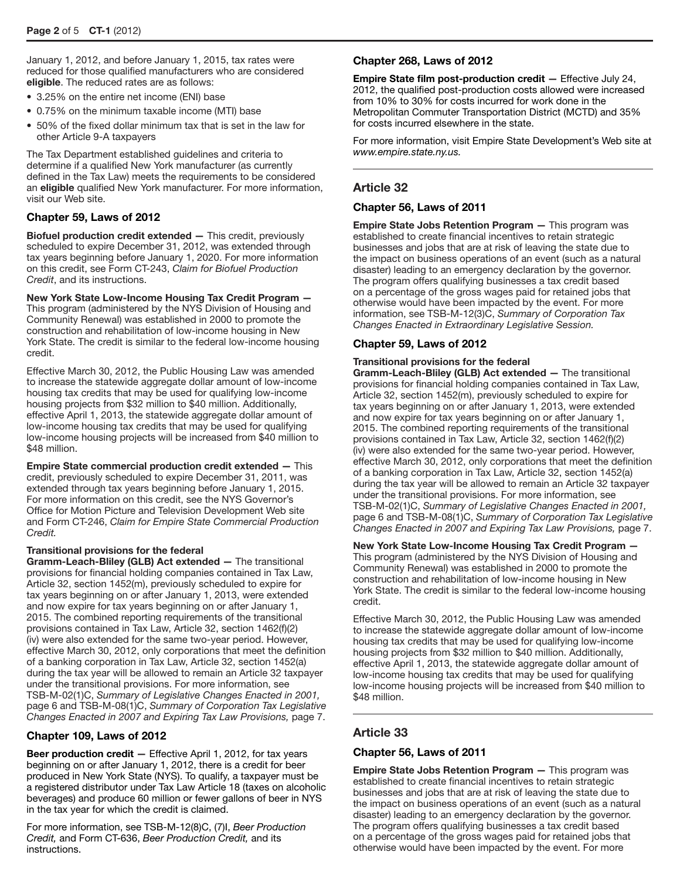January 1, 2012, and before January 1, 2015, tax rates were reduced for those qualified manufacturers who are considered **eligible**. The reduced rates are as follows:

- 3.25% on the entire net income (ENI) base
- 0.75% on the minimum taxable income (MTI) base
- 50% of the fixed dollar minimum tax that is set in the law for other Article 9-A taxpayers

The Tax Department established guidelines and criteria to determine if a qualified New York manufacturer (as currently defined in the Tax Law) meets the requirements to be considered an **eligible** qualified New York manufacturer. For more information, visit our Web site.

### Chapter 59, Laws of 2012

**Biofuel production credit extended —** This credit, previously scheduled to expire December 31, 2012, was extended through tax years beginning before January 1, 2020. For more information on this credit, see Form CT-243, *Claim for Biofuel Production Credit*, and its instructions.

**New York State Low-Income Housing Tax Credit Program —** This program (administered by the NYS Division of Housing and Community Renewal) was established in 2000 to promote the construction and rehabilitation of low-income housing in New York State. The credit is similar to the federal low-income housing credit.

Effective March 30, 2012, the Public Housing Law was amended to increase the statewide aggregate dollar amount of low-income housing tax credits that may be used for qualifying low-income housing projects from $32 million to $40 million. Additionally, effective April 1, 2013, the statewide aggregate dollar amount of low-income housing tax credits that may be used for qualifying low-income housing projects will be increased from $40 million to $48 million.

**Empire State commercial production credit extended —** This credit, previously scheduled to expire December 31, 2011, was extended through tax years beginning before January 1, 2015. For more information on this credit, see the NYS Governor's Office for Motion Picture and Television Development Web site and Form CT-246, *Claim for Empire State Commercial Production Credit.*

**Transitional provisions for the federal Gramm-Leach-Bliley (GLB) Act extended —** The transitional provisions for financial holding companies contained in Tax Law, Article 32, section 1452(m), previously scheduled to expire for tax years beginning on or after January 1, 2013, were extended and now expire for tax years beginning on or after January 1, 2015. The combined reporting requirements of the transitional provisions contained in Tax Law, Article 32, section 1462(f)(2)(iv) were also extended for the same two-year period. However, effective March 30, 2012, only corporations that meet the definition of a banking corporation in Tax Law, Article 32, section 1452(a) during the tax year will be allowed to remain an Article 32 taxpayer under the transitional provisions. For more information, see TSB-M-02(1)C, *Summary of Legislative Changes Enacted in 2001,* page 6 and TSB-M-08(1)C, *Summary of Corporation Tax Legislative Changes Enacted in 2007 and Expiring Tax Law Provisions,* page 7.

### Chapter 109, Laws of 2012

**Beer production credit —** Effective April 1, 2012, for tax years beginning on or after January 1, 2012, there is a credit for beer produced in New York State (NYS). To qualify, a taxpayer must be a registered distributor under Tax Law Article 18 (taxes on alcoholic beverages) and produce 60 million or fewer gallons of beer in NYS in the tax year for which the credit is claimed.

For more information, see TSB-M-12(8)C, (7)I, *Beer Production Credit,* and Form CT-636, *Beer Production Credit,* and its instructions.

### Chapter 268, Laws of 2012

**Empire State film post-production credit —** Effective July 24, 2012, the qualified post-production costs allowed were increased from 10% to 30% for costs incurred for work done in the Metropolitan Commuter Transportation District (MCTD) and 35% for costs incurred elsewhere in the state.

For more information, visit Empire State Development's Web site at *www.empire.state.ny.us.*

## Article 32

### Chapter 56, Laws of 2011

**Empire State Jobs Retention Program —** This program was established to create financial incentives to retain strategic businesses and jobs that are at risk of leaving the state due to the impact on business operations of an event (such as a natural disaster) leading to an emergency declaration by the governor. The program offers qualifying businesses a tax credit based on a percentage of the gross wages paid for retained jobs that otherwise would have been impacted by the event. For more information, see TSB-M-12(3)C, *Summary of Corporation Tax Changes Enacted in Extraordinary Legislative Session.*

### Chapter 59, Laws of 2012

**Transitional provisions for the federal Gramm-Leach-Bliley (GLB) Act extended —** The transitional provisions for financial holding companies contained in Tax Law, Article 32, section 1452(m), previously scheduled to expire for tax years beginning on or after January 1, 2013, were extended and now expire for tax years beginning on or after January 1, 2015. The combined reporting requirements of the transitional provisions contained in Tax Law, Article 32, section 1462(f)(2)(iv) were also extended for the same two-year period. However, effective March 30, 2012, only corporations that meet the definition of a banking corporation in Tax Law, Article 32, section 1452(a) during the tax year will be allowed to remain an Article 32 taxpayer under the transitional provisions. For more information, see TSB-M-02(1)C, *Summary of Legislative Changes Enacted in 2001,* page 6 and TSB-M-08(1)C, *Summary of Corporation Tax Legislative Changes Enacted in 2007 and Expiring Tax Law Provisions,* page 7.

**New York State Low-Income Housing Tax Credit Program —** This program (administered by the NYS Division of Housing and Community Renewal) was established in 2000 to promote the construction and rehabilitation of low-income housing in New York State. The credit is similar to the federal low-income housing credit.

Effective March 30, 2012, the Public Housing Law was amended to increase the statewide aggregate dollar amount of low-income housing tax credits that may be used for qualifying low-income housing projects from $32 million to $40 million. Additionally, effective April 1, 2013, the statewide aggregate dollar amount of low-income housing tax credits that may be used for qualifying low-income housing projects will be increased from $40 million to $48 million.

## Article 33

### Chapter 56, Laws of 2011

**Empire State Jobs Retention Program —** This program was established to create financial incentives to retain strategic businesses and jobs that are at risk of leaving the state due to the impact on business operations of an event (such as a natural disaster) leading to an emergency declaration by the governor. The program offers qualifying businesses a tax credit based on a percentage of the gross wages paid for retained jobs that otherwise would have been impacted by the event. For more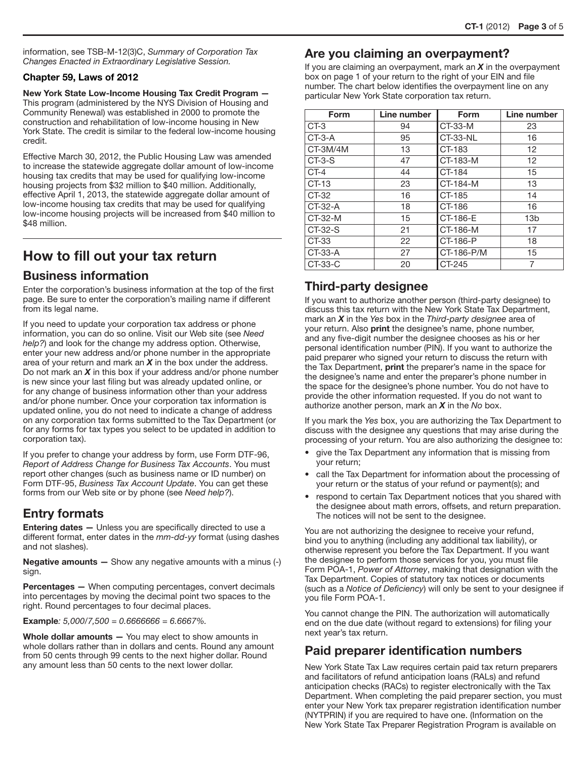information, see TSB-M-12(3)C, *Summary of Corporation Tax Changes Enacted in Extraordinary Legislative Session*.

### Chapter 59, Laws of 2012

**New York State Low-Income Housing Tax Credit Program —** This program (administered by the NYS Division of Housing and Community Renewal) was established in 2000 to promote the construction and rehabilitation of low-income housing in New York State. The credit is similar to the federal low-income housing credit.

Effective March 30, 2012, the Public Housing Law was amended to increase the statewide aggregate dollar amount of low-income housing tax credits that may be used for qualifying low-income housing projects from $32 million to $40 million. Additionally, effective April 1, 2013, the statewide aggregate dollar amount of low-income housing tax credits that may be used for qualifying low-income housing projects will be increased from $40 million to $48 million.

# How to fill out your tax return

## Business information

Enter the corporation's business information at the top of the first page. Be sure to enter the corporation's mailing name if different from its legal name.

If you need to update your corporation tax address or phone information, you can do so online. Visit our Web site (see *Need help?*) and look for the change my address option. Otherwise, enter your new address and/or phone number in the appropriate area of your return and mark an ***X*** in the box under the address. Do not mark an ***X*** in this box if your address and/or phone number is new since your last filing but was already updated online, or for any change of business information other than your address and/or phone number. Once your corporation tax information is updated online, you do not need to indicate a change of address on any corporation tax forms submitted to the Tax Department (or for any forms for tax types you select to be updated in addition to corporation tax).

If you prefer to change your address by form, use Form DTF-96, *Report of Address Change for Business Tax Accounts*. You must report other changes (such as business name or ID number) on Form DTF-95, *Business Tax Account Update*. You can get these forms from our Web site or by phone (see *Need help?*).

## Entry formats

**Entering dates —** Unless you are specifically directed to use a different format, enter dates in the *mm-dd-yy* format (using dashes and not slashes).

**Negative amounts —** Show any negative amounts with a minus (-) sign.

**Percentages —** When computing percentages, convert decimals into percentages by moving the decimal point two spaces to the right. Round percentages to four decimal places.

***Example****: 5,000/7,500 = 0.6666666 = 6.6667%.*

**Whole dollar amounts —** You may elect to show amounts in whole dollars rather than in dollars and cents. Round any amount from 50 cents through 99 cents to the next higher dollar. Round any amount less than 50 cents to the next lower dollar.

## Are you claiming an overpayment?

If you are claiming an overpayment, mark an ***X*** in the overpayment box on page 1 of your return to the right of your EIN and file number. The chart below identifies the overpayment line on any particular New York State corporation tax return.

| Form | Line number | Form | Line number |
|---|---|---|---|
| CT-3 | 94 | CT-33-M | 23 |
| CT-3-A | 95 | CT-33-NL | 16 |
| CT-3M/4M | 13 | CT-183 | 12 |
| CT-3-S | 47 | CT-183-M | 12 |
| CT-4 | 44 | CT-184 | 15 |
| CT-13 | 23 | CT-184-M | 13 |
| CT-32 | 16 | CT-185 | 14 |
| CT-32-A | 18 | CT-186 | 16 |
| CT-32-M | 15 | CT-186-E | 13b |
| CT-32-S | 21 | CT-186-M | 17 |
| CT-33 | 22 | CT-186-P | 18 |
| CT-33-A | 27 | CT-186-P/M | 15 |
| CT-33-C | 20 | CT-245 | 7 |

## Third-party designee

If you want to authorize another person (third-party designee) to discuss this tax return with the New York State Tax Department, mark an ***X*** in the *Yes* box in the *Third-party designee* area of your return. Also **print** the designee's name, phone number, and any five-digit number the designee chooses as his or her personal identification number (PIN). If you want to authorize the paid preparer who signed your return to discuss the return with the Tax Department, **print** the preparer's name in the space for the designee's name and enter the preparer's phone number in the space for the designee's phone number. You do not have to provide the other information requested. If you do not want to authorize another person, mark an ***X*** in the *No* box.

If you mark the *Yes* box, you are authorizing the Tax Department to discuss with the designee any questions that may arise during the processing of your return. You are also authorizing the designee to:

- give the Tax Department any information that is missing from your return;
- call the Tax Department for information about the processing of your return or the status of your refund or payment(s); and
- respond to certain Tax Department notices that you shared with the designee about math errors, offsets, and return preparation. The notices will not be sent to the designee.

You are not authorizing the designee to receive your refund, bind you to anything (including any additional tax liability), or otherwise represent you before the Tax Department. If you want the designee to perform those services for you, you must file Form POA-1, *Power of Attorney*, making that designation with the Tax Department. Copies of statutory tax notices or documents (such as a *Notice of Deficiency*) will only be sent to your designee if you file Form POA-1.

You cannot change the PIN. The authorization will automatically end on the due date (without regard to extensions) for filing your next year's tax return.

## Paid preparer identification numbers

New York State Tax Law requires certain paid tax return preparers and facilitators of refund anticipation loans (RALs) and refund anticipation checks (RACs) to register electronically with the Tax Department. When completing the paid preparer section, you must enter your New York tax preparer registration identification number (NYTPRIN) if you are required to have one. (Information on the New York State Tax Preparer Registration Program is available on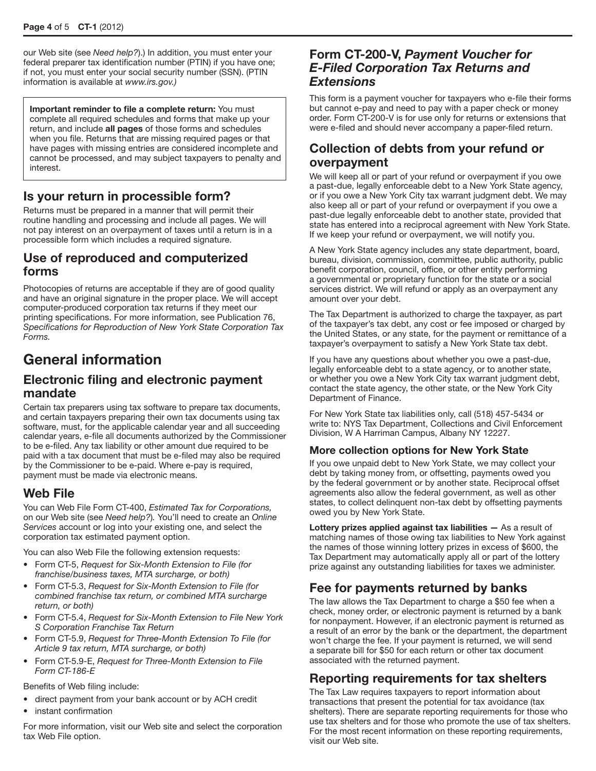our Web site (see *Need help?*).) In addition, you must enter your federal preparer tax identification number (PTIN) if you have one; if not, you must enter your social security number (SSN). (PTIN information is available at *www.irs.gov.)*

**Important reminder to file a complete return:** You must complete all required schedules and forms that make up your return, and include **all pages** of those forms and schedules when you file. Returns that are missing required pages or that have pages with missing entries are considered incomplete and cannot be processed, and may subject taxpayers to penalty and interest.

## Is your return in processible form?

Returns must be prepared in a manner that will permit their routine handling and processing and include all pages. We will not pay interest on an overpayment of taxes until a return is in a processible form which includes a required signature.

## Use of reproduced and computerized forms

Photocopies of returns are acceptable if they are of good quality and have an original signature in the proper place. We will accept computer-produced corporation tax returns if they meet our printing specifications. For more information, see Publication 76, *Specifications for Reproduction of New York State Corporation Tax Forms.*

# General information

## Electronic filing and electronic payment mandate

Certain tax preparers using tax software to prepare tax documents, and certain taxpayers preparing their own tax documents using tax software, must, for the applicable calendar year and all succeeding calendar years, e-file all documents authorized by the Commissioner to be e-filed. Any tax liability or other amount due required to be paid with a tax document that must be e-filed may also be required by the Commissioner to be e-paid. Where e-pay is required, payment must be made via electronic means.

## Web File

You can Web File Form CT-400, *Estimated Tax for Corporations,* on our Web site (see *Need help?*). You'll need to create an *Online Services* account or log into your existing one, and select the corporation tax estimated payment option.

You can also Web File the following extension requests:

- Form CT-5, *Request for Six-Month Extension to File (for franchise/business taxes, MTA surcharge, or both)*
- Form CT-5.3, *Request for Six-Month Extension to File (for combined franchise tax return, or combined MTA surcharge return, or both)*
- Form CT-5.4, *Request for Six-Month Extension to File New York S Corporation Franchise Tax Return*
- Form CT-5.9, *Request for Three-Month Extension To File (for Article 9 tax return, MTA surcharge, or both)*
- Form CT-5.9-E, *Request for Three-Month Extension to File Form CT-186-E*

Benefits of Web filing include:

- direct payment from your bank account or by ACH credit
- instant confirmation

For more information, visit our Web site and select the corporation tax Web File option.

## Form CT-200-V, *Payment Voucher for E-Filed Corporation Tax Returns and Extensions*

This form is a payment voucher for taxpayers who e-file their forms but cannot e-pay and need to pay with a paper check or money order. Form CT-200-V is for use only for returns or extensions that were e-filed and should never accompany a paper-filed return.

## Collection of debts from your refund or overpayment

We will keep all or part of your refund or overpayment if you owe a past-due, legally enforceable debt to a New York State agency, or if you owe a New York City tax warrant judgment debt. We may also keep all or part of your refund or overpayment if you owe a past-due legally enforceable debt to another state, provided that state has entered into a reciprocal agreement with New York State. If we keep your refund or overpayment, we will notify you.

A New York State agency includes any state department, board, bureau, division, commission, committee, public authority, public benefit corporation, council, office, or other entity performing a governmental or proprietary function for the state or a social services district. We will refund or apply as an overpayment any amount over your debt.

The Tax Department is authorized to charge the taxpayer, as part of the taxpayer's tax debt, any cost or fee imposed or charged by the United States, or any state, for the payment or remittance of a taxpayer's overpayment to satisfy a New York State tax debt.

If you have any questions about whether you owe a past-due, legally enforceable debt to a state agency, or to another state, or whether you owe a New York City tax warrant judgment debt, contact the state agency, the other state, or the New York City Department of Finance.

For New York State tax liabilities only, call (518) 457-5434 or write to: NYS Tax Department, Collections and Civil Enforcement Division, W A Harriman Campus, Albany NY 12227.

### More collection options for New York State

If you owe unpaid debt to New York State, we may collect your debt by taking money from, or offsetting, payments owed you by the federal government or by another state. Reciprocal offset agreements also allow the federal government, as well as other states, to collect delinquent non-tax debt by offsetting payments owed you by New York State.

**Lottery prizes applied against tax liabilities —** As a result of matching names of those owing tax liabilities to New York against the names of those winning lottery prizes in excess of $600, the Tax Department may automatically apply all or part of the lottery prize against any outstanding liabilities for taxes we administer.

## Fee for payments returned by banks

The law allows the Tax Department to charge a $50 fee when a check, money order, or electronic payment is returned by a bank for nonpayment. However, if an electronic payment is returned as a result of an error by the bank or the department, the department won't charge the fee. If your payment is returned, we will send a separate bill for $50 for each return or other tax document associated with the returned payment.

## Reporting requirements for tax shelters

The Tax Law requires taxpayers to report information about transactions that present the potential for tax avoidance (tax shelters). There are separate reporting requirements for those who use tax shelters and for those who promote the use of tax shelters. For the most recent information on these reporting requirements, visit our Web site.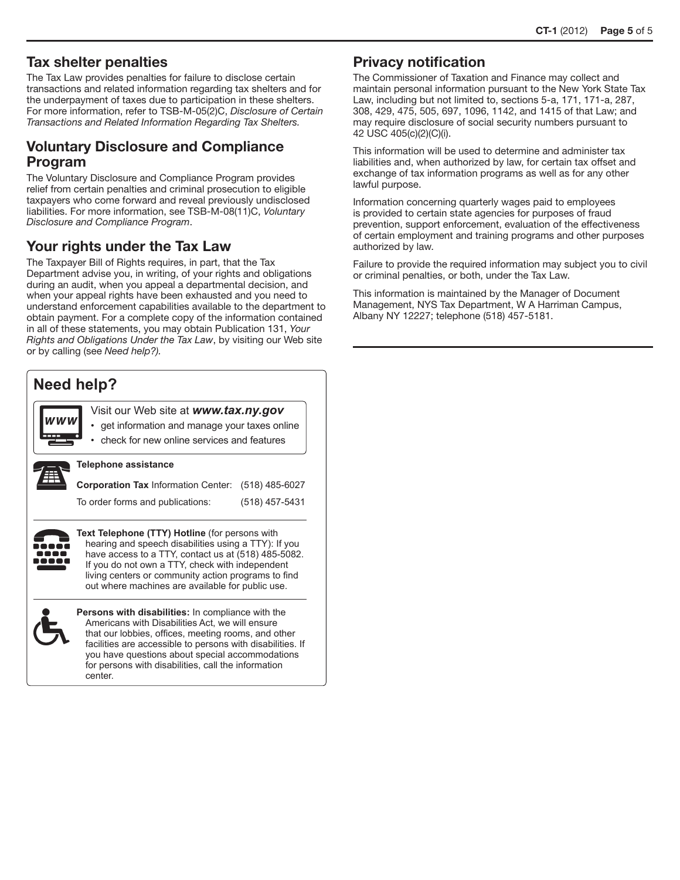## Tax shelter penalties

The Tax Law provides penalties for failure to disclose certain transactions and related information regarding tax shelters and for the underpayment of taxes due to participation in these shelters. For more information, refer to TSB-M-05(2)C, *Disclosure of Certain Transactions and Related Information Regarding Tax Shelters.*

## Voluntary Disclosure and Compliance Program

The Voluntary Disclosure and Compliance Program provides relief from certain penalties and criminal prosecution to eligible taxpayers who come forward and reveal previously undisclosed liabilities. For more information, see TSB-M-08(11)C, *Voluntary Disclosure and Compliance Program*.

## Your rights under the Tax Law

The Taxpayer Bill of Rights requires, in part, that the Tax Department advise you, in writing, of your rights and obligations during an audit, when you appeal a departmental decision, and when your appeal rights have been exhausted and you need to understand enforcement capabilities available to the department to obtain payment. For a complete copy of the information contained in all of these statements, you may obtain Publication 131, *Your Rights and Obligations Under the Tax Law*, by visiting our Web site or by calling (see *Need help?).*

## Need help?

Visit our Web site at ***www.tax.ny.gov***

- get information and manage your taxes online
- check for new online services and features

**Telephone assistance**

**Corporation Tax** Information Center: (518) 485-6027

To order forms and publications: (518) 457-5431

**Text Telephone (TTY) Hotline** (for persons with hearing and speech disabilities using a TTY): If you have access to a TTY, contact us at (518) 485-5082. If you do not own a TTY, check with independent living centers or community action programs to find out where machines are available for public use.

**Persons with disabilities:** In compliance with the Americans with Disabilities Act, we will ensure that our lobbies, offices, meeting rooms, and other facilities are accessible to persons with disabilities. If you have questions about special accommodations for persons with disabilities, call the information center.

## Privacy notification

The Commissioner of Taxation and Finance may collect and maintain personal information pursuant to the New York State Tax Law, including but not limited to, sections 5-a, 171, 171-a, 287, 308, 429, 475, 505, 697, 1096, 1142, and 1415 of that Law; and may require disclosure of social security numbers pursuant to 42 USC 405(c)(2)(C)(i).

This information will be used to determine and administer tax liabilities and, when authorized by law, for certain tax offset and exchange of tax information programs as well as for any other lawful purpose.

Information concerning quarterly wages paid to employees is provided to certain state agencies for purposes of fraud prevention, support enforcement, evaluation of the effectiveness of certain employment and training programs and other purposes authorized by law.

Failure to provide the required information may subject you to civil or criminal penalties, or both, under the Tax Law.

This information is maintained by the Manager of Document Management, NYS Tax Department, W A Harriman Campus, Albany NY 12227; telephone (518) 457-5181.